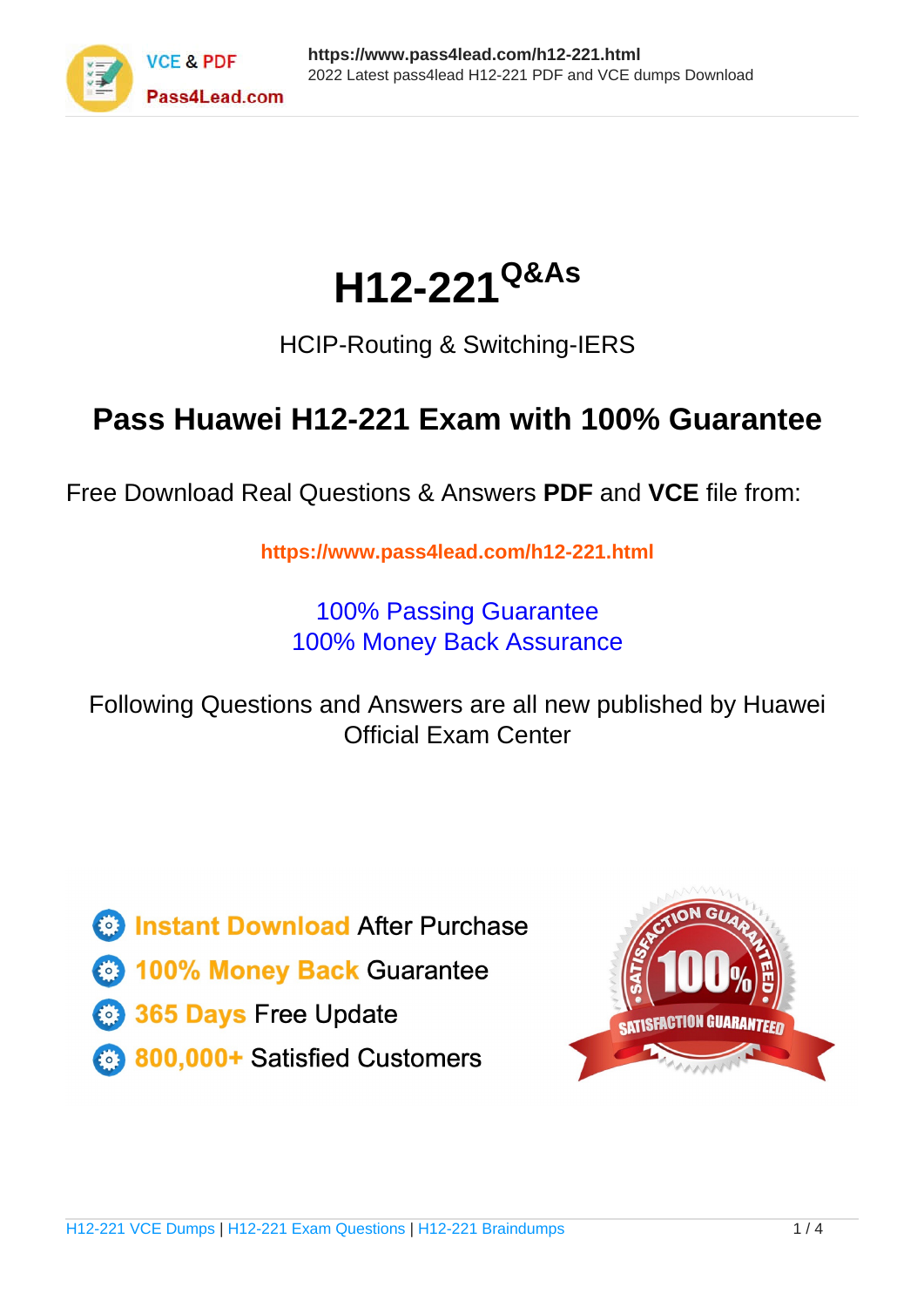# H12-221[Q&As]

HCIP-Routing & Switching-IERS

## Pass Huawei H12-221 Exam with 100% Guarantee

Free Download Real Questions & Answers **PDF** and **VCE** file from:

**https://www.pass4lead.com/h12-221.html**

100% Passing Guarantee
100% Money Back Assurance

Following Questions and Answers are all new published by Huawei Official Exam Center

- **Instant Download** After Purchase
- **100% Money Back** Guarantee
- **365 Days** Free Update
- **800,000+** Satisfied Customers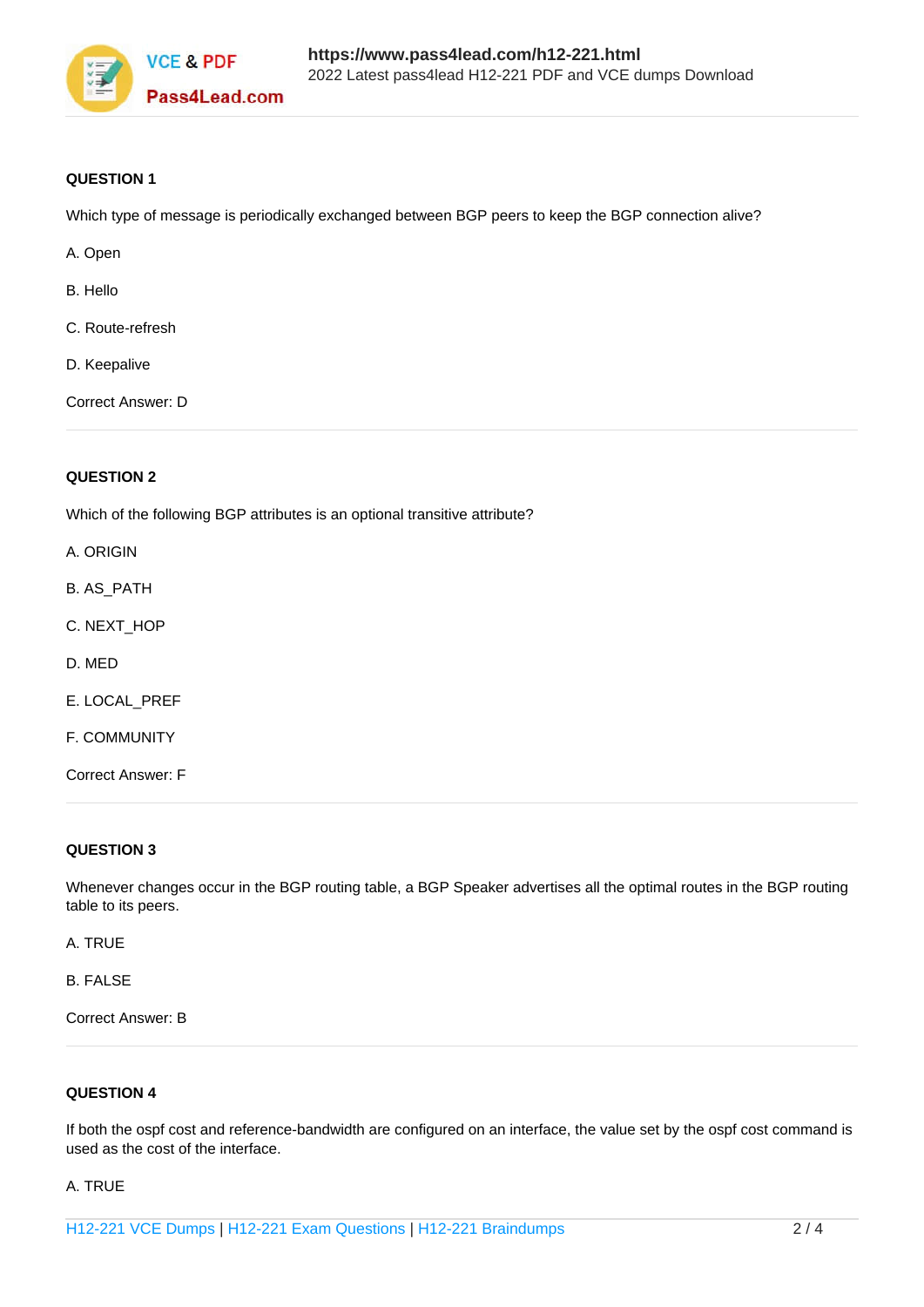**QUESTION 1**

Which type of message is periodically exchanged between BGP peers to keep the BGP connection alive?

A. Open

B. Hello

C. Route-refresh

D. Keepalive

Correct Answer: D

---

**QUESTION 2**

Which of the following BGP attributes is an optional transitive attribute?

A. ORIGIN

B. AS_PATH

C. NEXT_HOP

D. MED

E. LOCAL_PREF

F. COMMUNITY

Correct Answer: F

---

**QUESTION 3**

Whenever changes occur in the BGP routing table, a BGP Speaker advertises all the optimal routes in the BGP routing table to its peers.

A. TRUE

B. FALSE

Correct Answer: B

---

**QUESTION 4**

If both the ospf cost and reference-bandwidth are configured on an interface, the value set by the ospf cost command is used as the cost of the interface.

A. TRUE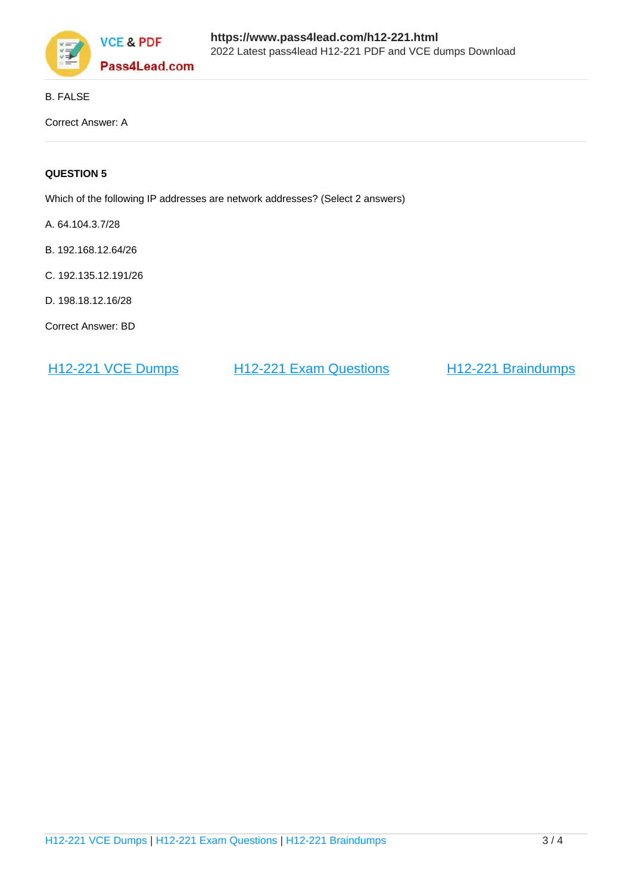B. FALSE

Correct Answer: A

**QUESTION 5**

Which of the following IP addresses are network addresses? (Select 2 answers)

A. 64.104.3.7/28

B. 192.168.12.64/26

C. 192.135.12.191/26

D. 198.18.12.16/28

Correct Answer: BD

H12-221 VCE Dumps      H12-221 Exam Questions      H12-221 Braindumps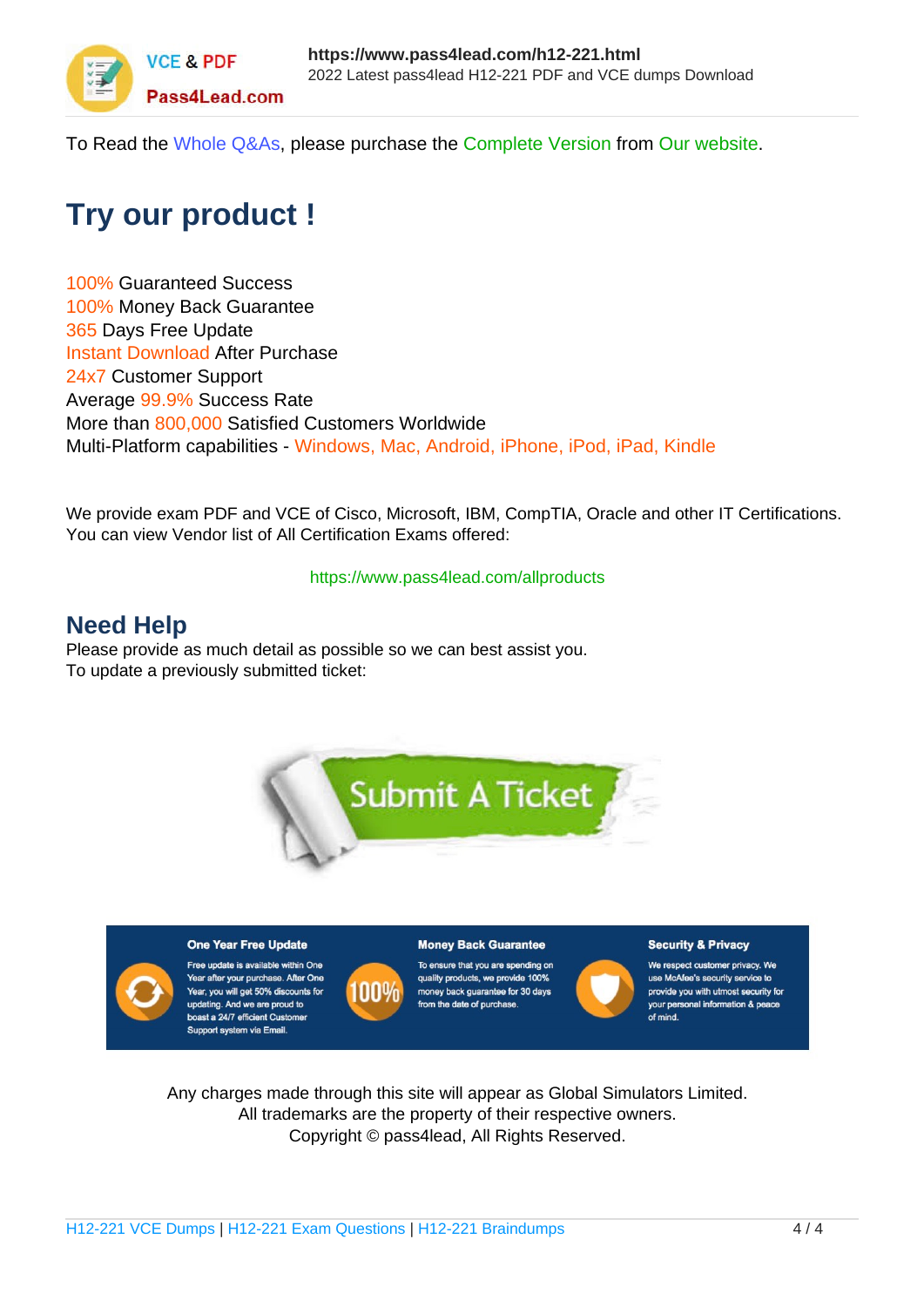To Read the Whole Q&As, please purchase the Complete Version from Our website.

# Try our product !

100% Guaranteed Success
100% Money Back Guarantee
365 Days Free Update
Instant Download After Purchase
24x7 Customer Support
Average 99.9% Success Rate
More than 800,000 Satisfied Customers Worldwide
Multi-Platform capabilities - Windows, Mac, Android, iPhone, iPod, iPad, Kindle

We provide exam PDF and VCE of Cisco, Microsoft, IBM, CompTIA, Oracle and other IT Certifications. You can view Vendor list of All Certification Exams offered:

https://www.pass4lead.com/allproducts

## Need Help

Please provide as much detail as possible so we can best assist you.
To update a previously submitted ticket:

Submit A Ticket

**One Year Free Update**
Free update is available within One Year after your purchase. After One Year, you will get 50% discounts for updating. And we are proud to boast a 24/7 efficient Customer Support system via Email.

**Money Back Guarantee**
To ensure that you are spending on quality products, we provide 100% money back guarantee for 30 days from the date of purchase.

**Security & Privacy**
We respect customer privacy. We use McAfee's security service to provide you with utmost security for your personal information & peace of mind.

Any charges made through this site will appear as Global Simulators Limited.
All trademarks are the property of their respective owners.
Copyright © pass4lead, All Rights Reserved.